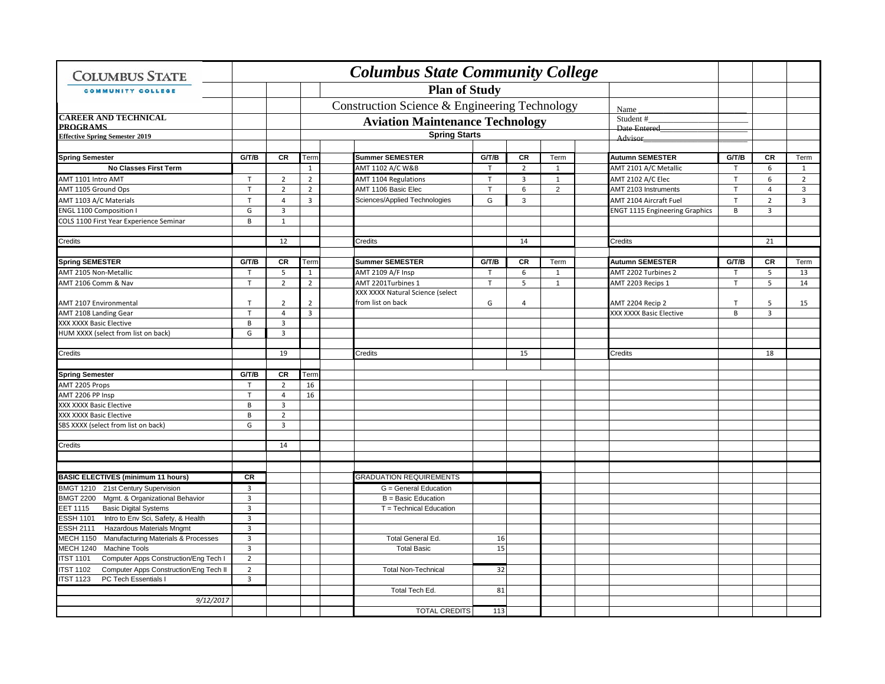# Columbus State Community College

COLUMBUS STATE COMMUNITY COLLEGE

## Plan of Study

### Construction Science & Engineering Technology

### Aviation Maintenance Technology

**Spring Starts**

**CAREER AND TECHNICAL PROGRAMS**

**Effective Spring Semester 2019**

Name\_\_\_\_\_\_\_\_\_\_\_\_\_\_\_\_\_\_\_\_
Student #\_\_\_\_\_\_\_\_\_\_\_\_\_\_\_\_\_\_
Date Entered\_\_\_\_\_\_\_\_\_\_\_\_\_\_\_\_
Advisor\_\_\_\_\_\_\_\_\_\_\_\_\_\_\_\_\_\_\_

| Spring Semester | G/T/B | CR | Term | Summer SEMESTER | G/T/B | CR | Term | Autumn SEMESTER | G/T/B | CR | Term |
|---|---|---|---|---|---|---|---|---|---|---|---|
| **No Classes First Term** | | | 1 | AMT 1102 A/C W&B | T | 2 | 1 | AMT 2101 A/C Metallic | T | 6 | 1 |
| AMT 1101 Intro AMT | T | 2 | 2 | AMT 1104 Regulations | T | 3 | 1 | AMT 2102 A/C Elec | T | 6 | 2 |
| AMT 1105 Ground Ops | T | 2 | 2 | AMT 1106 Basic Elec | T | 6 | 2 | AMT 2103 Instruments | T | 4 | 3 |
| AMT 1103 A/C Materials | T | 4 | 3 | Sciences/Applied Technologies | G | 3 | | AMT 2104 Aircraft Fuel | T | 2 | 3 |
| ENGL 1100 Composition I | G | 3 | | | | | | ENGT 1115 Engineering Graphics | B | 3 | |
| COLS 1100 First Year Experience Seminar | B | 1 | | | | | | | | | |
| Credits | | 12 | | Credits | | 14 | | Credits | | 21 | |

| Spring SEMESTER | G/T/B | CR | Term | Summer SEMESTER | G/T/B | CR | Term | Autumn SEMESTER | G/T/B | CR | Term |
|---|---|---|---|---|---|---|---|---|---|---|---|
| AMT 2105 Non-Metallic | T | 5 | 1 | AMT 2109 A/F Insp | T | 6 | 1 | AMT 2202 Turbines 2 | T | 5 | 13 |
| AMT 2106 Comm & Nav | T | 2 | 2 | AMT 2201Turbines 1 | T | 5 | 1 | AMT 2203 Recips 1 | T | 5 | 14 |
| AMT 2107 Environmental | T | 2 | 2 | XXX XXXX Natural Science (select from list on back | G | 4 | | AMT 2204 Recip 2 | T | 5 | 15 |
| AMT 2108 Landing Gear | T | 4 | 3 | | | | | XXX XXXX Basic Elective | B | 3 | |
| XXX XXXX Basic Elective | B | 3 | | | | | | | | | |
| HUM XXXX (select from list on back) | G | 3 | | | | | | | | | |
| Credits | | 19 | | Credits | | 15 | | Credits | | 18 | |

| Spring Semester | G/T/B | CR | Term |
|---|---|---|---|
| AMT 2205 Props | T | 2 | 16 |
| AMT 2206 PP Insp | T | 4 | 16 |
| XXX XXXX Basic Elective | B | 3 | |
| XXX XXXX Basic Elective | B | 2 | |
| SBS XXXX (select from list on back) | G | 3 | |
| Credits | | 14 | |

| BASIC ELECTIVES (minimum 11 hours) | CR |
|---|---|
| BMGT 1210 21st Century Supervision | 3 |
| BMGT 2200 Mgmt. & Organizational Behavior | 3 |
| EET 1115 Basic Digital Systems | 3 |
| ESSH 1101 Intro to Env Sci, Safety, & Health | 3 |
| ESSH 2111 Hazardous Materials Mngmt | 3 |
| MECH 1150 Manufacturing Materials & Processes | 3 |
| MECH 1240 Machine Tools | 3 |
| ITST 1101 Computer Apps Construction/Eng Tech I | 2 |
| ITST 1102 Computer Apps Construction/Eng Tech II | 2 |
| ITST 1123 PC Tech Essentials I | 3 |

*9/12/2017*

| GRADUATION REQUIREMENTS | |
|---|---|
| G = General Education | |
| B = Basic Education | |
| T = Technical Education | |
| Total General Ed. | 16 |
| Total Basic | 15 |
| Total Non-Technical | 32 |
| Total Tech Ed. | 81 |
| TOTAL CREDITS | 113 |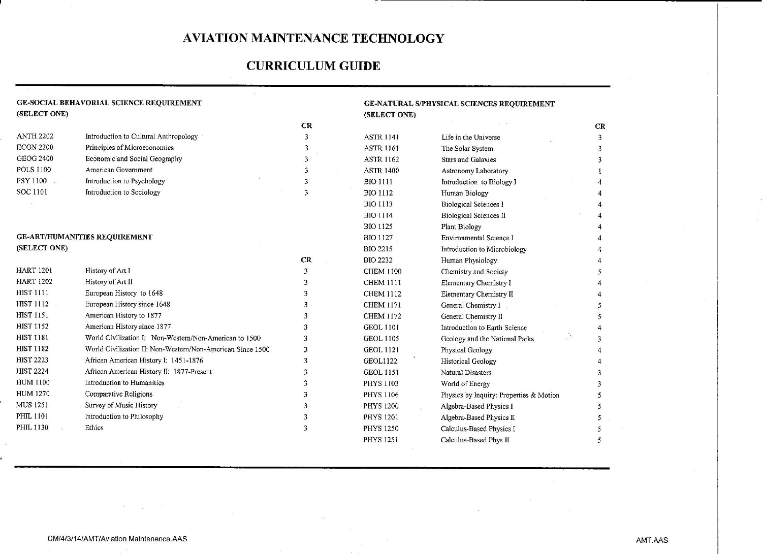# AVIATION MAINTENANCE TECHNOLOGY

## CURRICULUM GUIDE

### GE-SOCIAL BEHAVORIAL SCIENCE REQUIREMENT (SELECT ONE)

| | | CR |
|---|---|---|
| ANTH 2202 | Introduction to Cultural Anthropology | 3 |
| ECON 2200 | Principles of Microeconomics | 3 |
| GEOG 2400 | Economic and Social Geography | 3 |
| POLS 1100 | American Government | 3 |
| PSY 1100 | Introduction to Psychology | 3 |
| SOC 1101 | Introduction to Sociology | 3 |

### GE-ART/HUMANITIES REQUIREMENT (SELECT ONE)

| | | CR |
|---|---|---|
| HART 1201 | History of Art I | 3 |
| HART 1202 | History of Art II | 3 |
| HIST 1111 | European History to 1648 | 3 |
| HIST 1112 | European History since 1648 | 3 |
| HIST 1151 | American History to 1877 | 3 |
| HIST 1152 | American History since 1877 | 3 |
| HIST 1181 | World Civilization I: Non-Western/Non-American to 1500 | 3 |
| HIST 1182 | World Civilization II: Non-Western/Non-American Since 1500 | 3 |
| HIST 2223 | African American History I: 1451-1876 | 3 |
| HIST 2224 | African American History II: 1877-Present | 3 |
| HUM 1100 | Introduction to Humanities | 3 |
| HUM 1270 | Comparative Religions | 3 |
| MUS 1251 | Survey of Music History | 3 |
| PHIL 1101 | Introduction to Philosophy | 3 |
| PHIL 1130 | Ethics | 3 |

### GE-NATURAL S/PHYSICAL SCIENCES REQUIREMENT (SELECT ONE)

| | | CR |
|---|---|---|
| ASTR 1141 | Life in the Universe | 3 |
| ASTR 1161 | The Solar System | 3 |
| ASTR 1162 | Stars and Galaxies | 3 |
| ASTR 1400 | Astronomy Laboratory | 1 |
| BIO 1111 | Introduction to Biology I | 4 |
| BIO 1112 | Human Biology | 4 |
| BIO 1113 | Biological Sciences I | 4 |
| BIO 1114 | Biological Sciences II | 4 |
| BIO 1125 | Plant Biology | 4 |
| BIO 1127 | Environmental Science I | 4 |
| BIO 2215 | Introduction to Microbiology | 4 |
| BIO 2232 | Human Physiology | 4 |
| CHEM 1100 | Chemistry and Society | 5 |
| CHEM 1111 | Elementary Chemistry I | 4 |
| CHEM 1112 | Elementary Chemistry II | 4 |
| CHEM 1171 | General Chemistry I | 5 |
| CHEM 1172 | General Chemistry II | 5 |
| GEOL 1101 | Introduction to Earth Science | 4 |
| GEOL 1105 | Geology and the National Parks | 3 |
| GEOL 1121 | Physical Geology | 4 |
| GEOL1122 | Historical Geology | 4 |
| GEOL 1151 | Natural Disasters | 3 |
| PHYS 1103 | World of Energy | 3 |
| PHYS 1106 | Physics by Inquiry: Properties & Motion | 5 |
| PHYS 1200 | Algebra-Based Physics I | 5 |
| PHYS 1201 | Algebra-Based Physics II | 5 |
| PHYS 1250 | Calculus-Based Physics I | 5 |
| PHYS 1251 | Calculus-Based Phys II | 5 |

CM/4/3/14/AMT/Aviation Maintenance.AAS

AMT.AAS